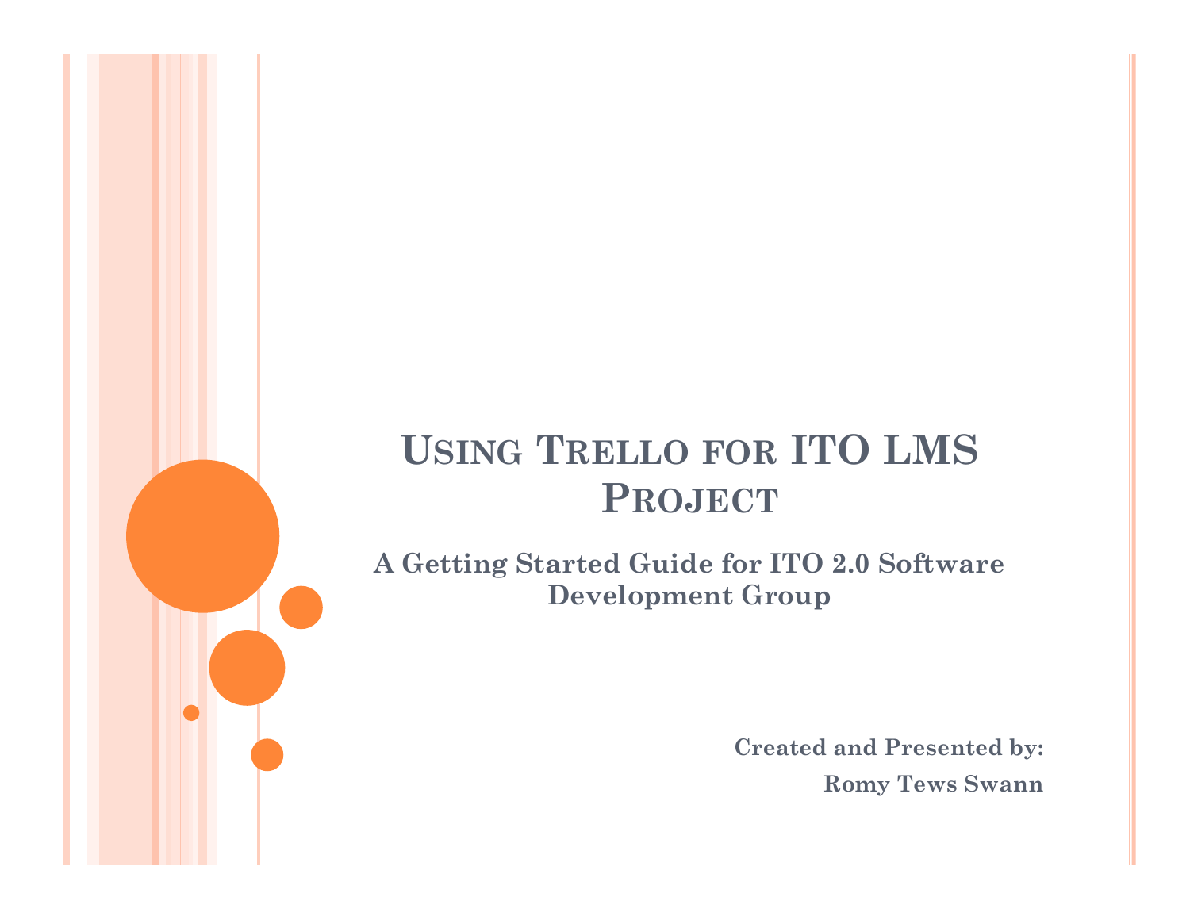# Using Trello for ITO LMS Project

**A Getting Started Guide for ITO 2.0 Software Development Group**

**Created and Presented by:**

**Romy Tews Swann**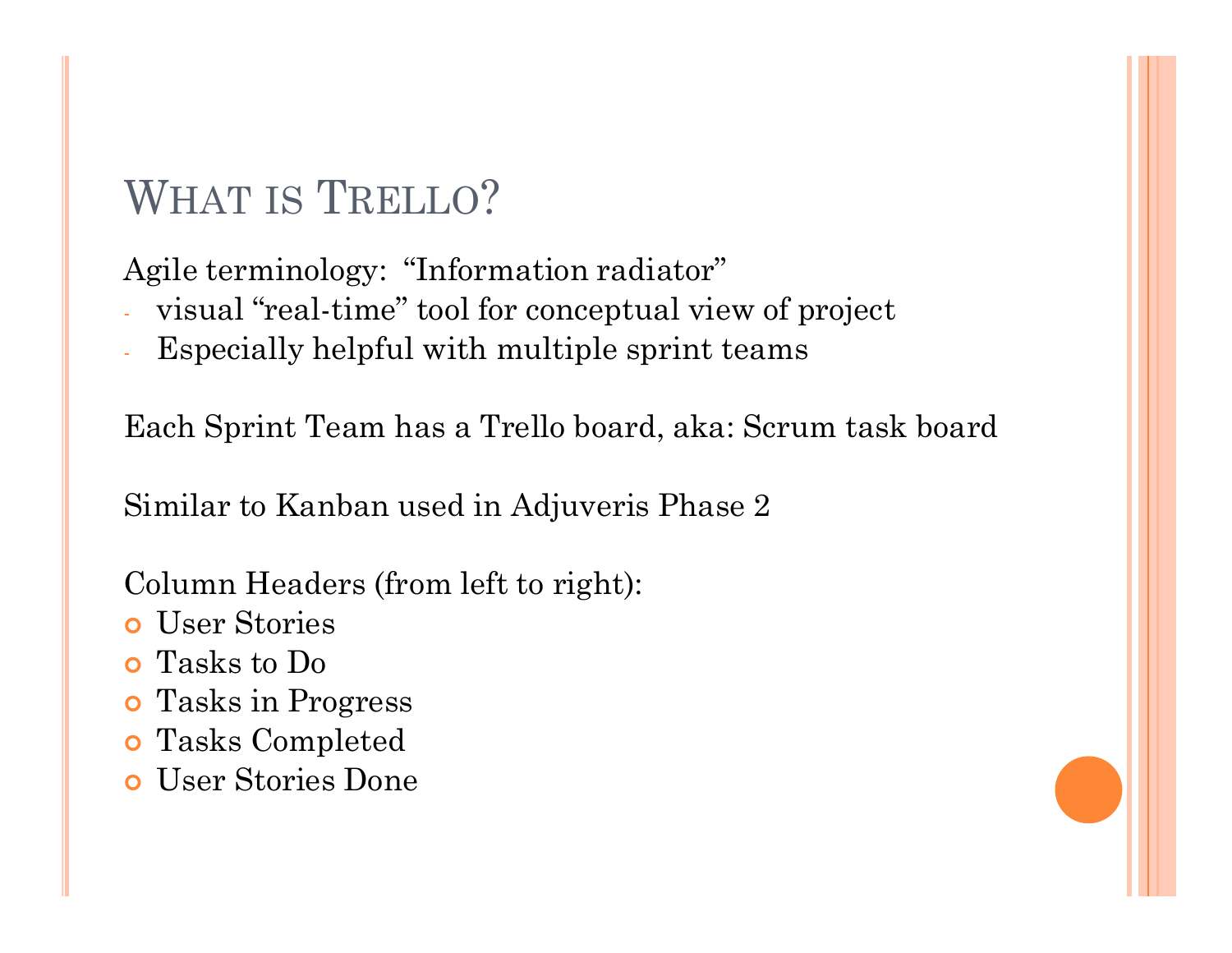# What is Trello?

Agile terminology: "Information radiator"

- visual "real-time" tool for conceptual view of project
- Especially helpful with multiple sprint teams

Each Sprint Team has a Trello board, aka: Scrum task board

Similar to Kanban used in Adjuveris Phase 2

Column Headers (from left to right):

- User Stories
- Tasks to Do
- Tasks in Progress
- Tasks Completed
- User Stories Done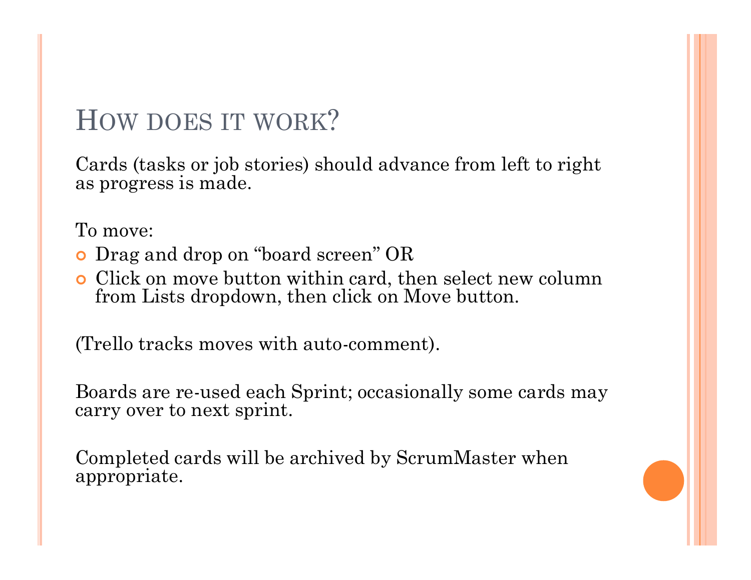## How does it work?

Cards (tasks or job stories) should advance from left to right as progress is made.

To move:

- Drag and drop on "board screen" OR
- Click on move button within card, then select new column from Lists dropdown, then click on Move button.

(Trello tracks moves with auto-comment).

Boards are re-used each Sprint; occasionally some cards may carry over to next sprint.

Completed cards will be archived by ScrumMaster when appropriate.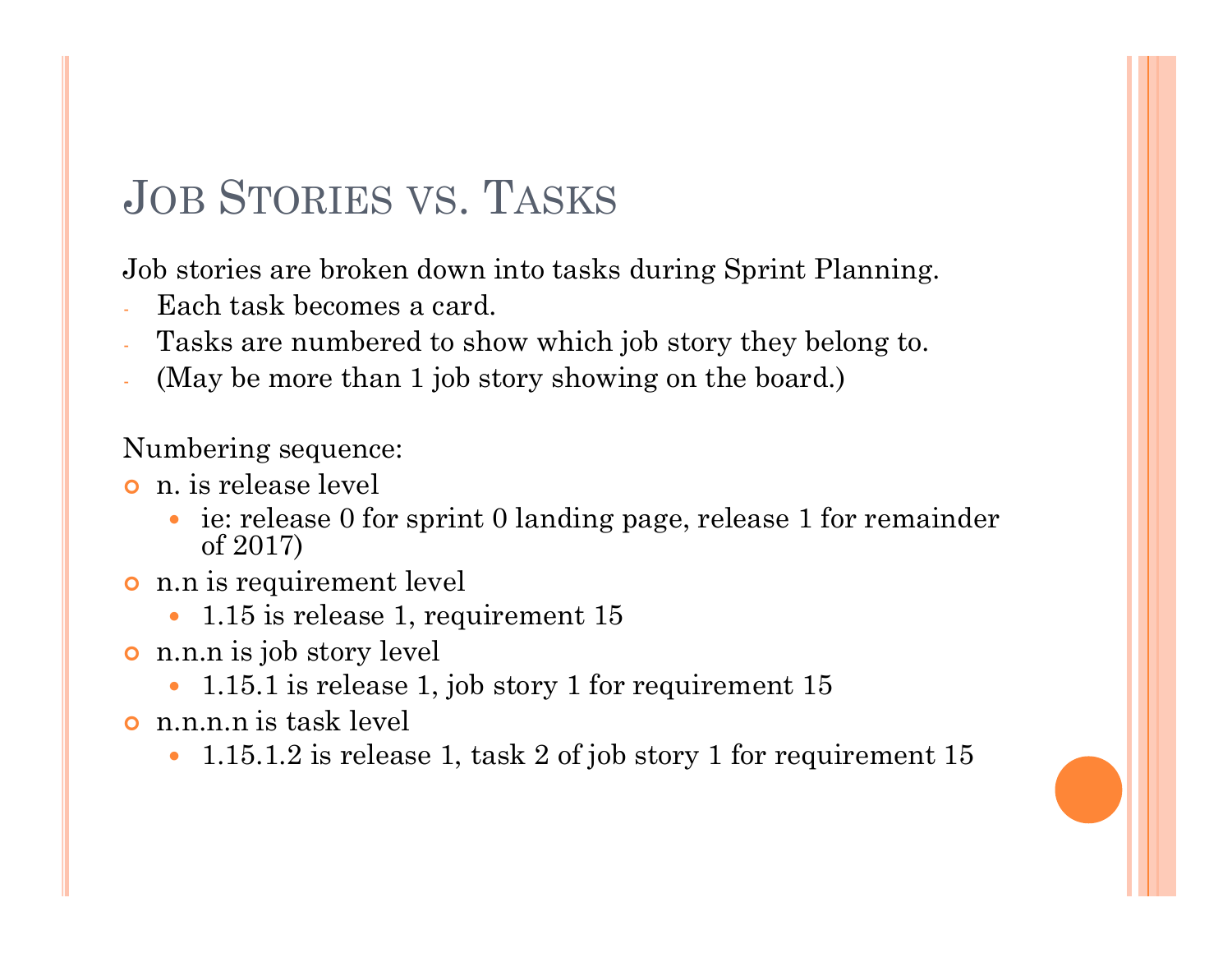# Job Stories vs. Tasks

Job stories are broken down into tasks during Sprint Planning.

- Each task becomes a card.
- Tasks are numbered to show which job story they belong to.
- (May be more than 1 job story showing on the board.)

Numbering sequence:

- n. is release level
  - ie: release 0 for sprint 0 landing page, release 1 for remainder of 2017)
- n.n is requirement level
  - 1.15 is release 1, requirement 15
- n.n.n is job story level
  - 1.15.1 is release 1, job story 1 for requirement 15
- n.n.n.n is task level
  - 1.15.1.2 is release 1, task 2 of job story 1 for requirement 15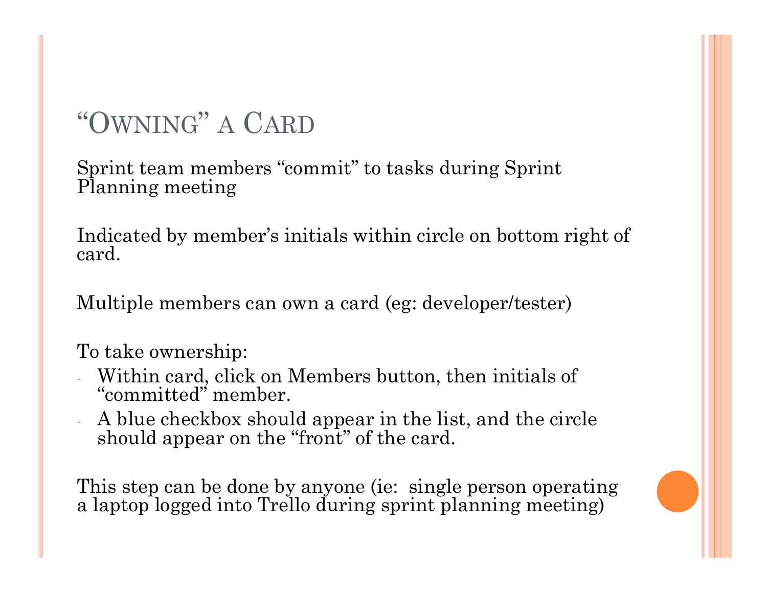# "Owning" a Card

Sprint team members "commit" to tasks during Sprint Planning meeting

Indicated by member's initials within circle on bottom right of card.

Multiple members can own a card (eg: developer/tester)

To take ownership:

- Within card, click on Members button, then initials of "committed" member.
- A blue checkbox should appear in the list, and the circle should appear on the "front" of the card.

This step can be done by anyone (ie:  single person operating a laptop logged into Trello during sprint planning meeting)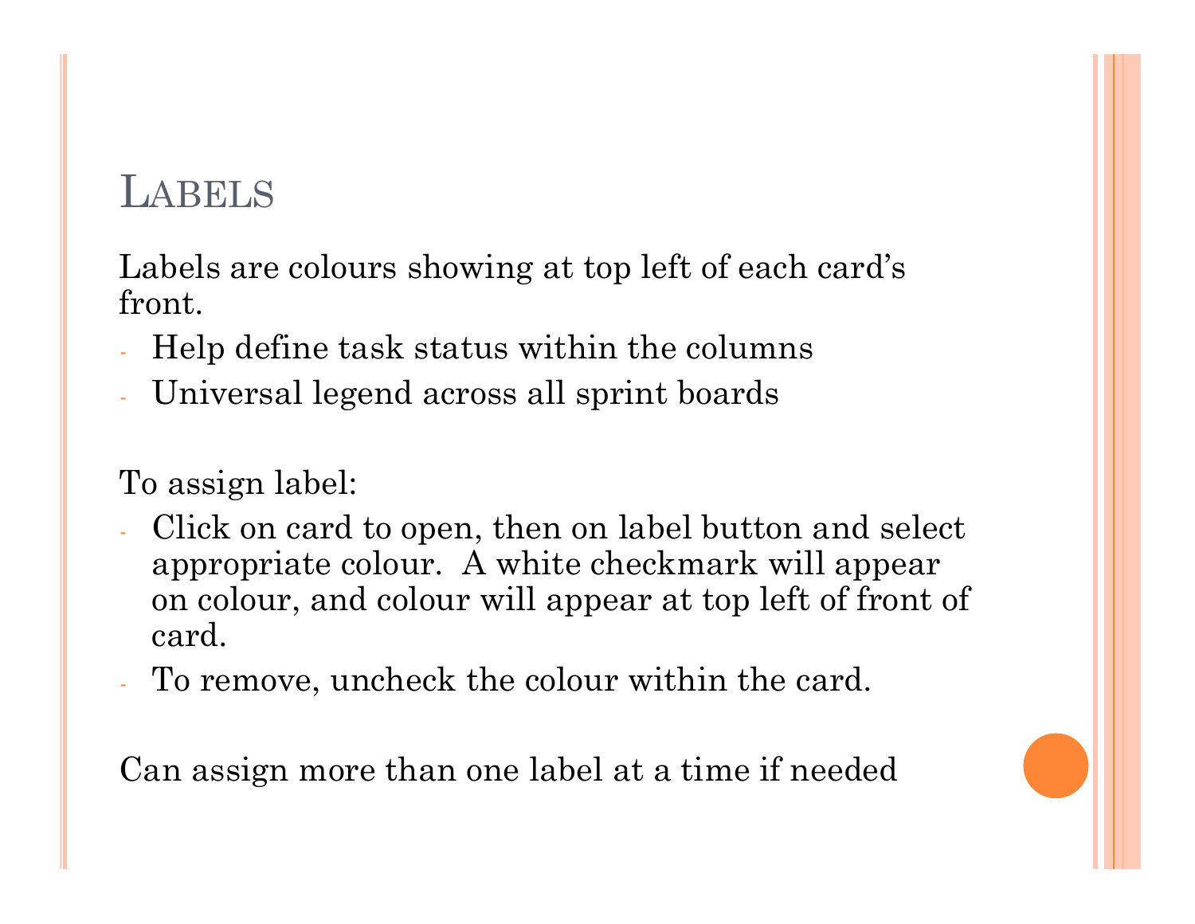# Labels

Labels are colours showing at top left of each card's front.

- Help define task status within the columns
- Universal legend across all sprint boards

To assign label:

- Click on card to open, then on label button and select appropriate colour. A white checkmark will appear on colour, and colour will appear at top left of front of card.
- To remove, uncheck the colour within the card.

Can assign more than one label at a time if needed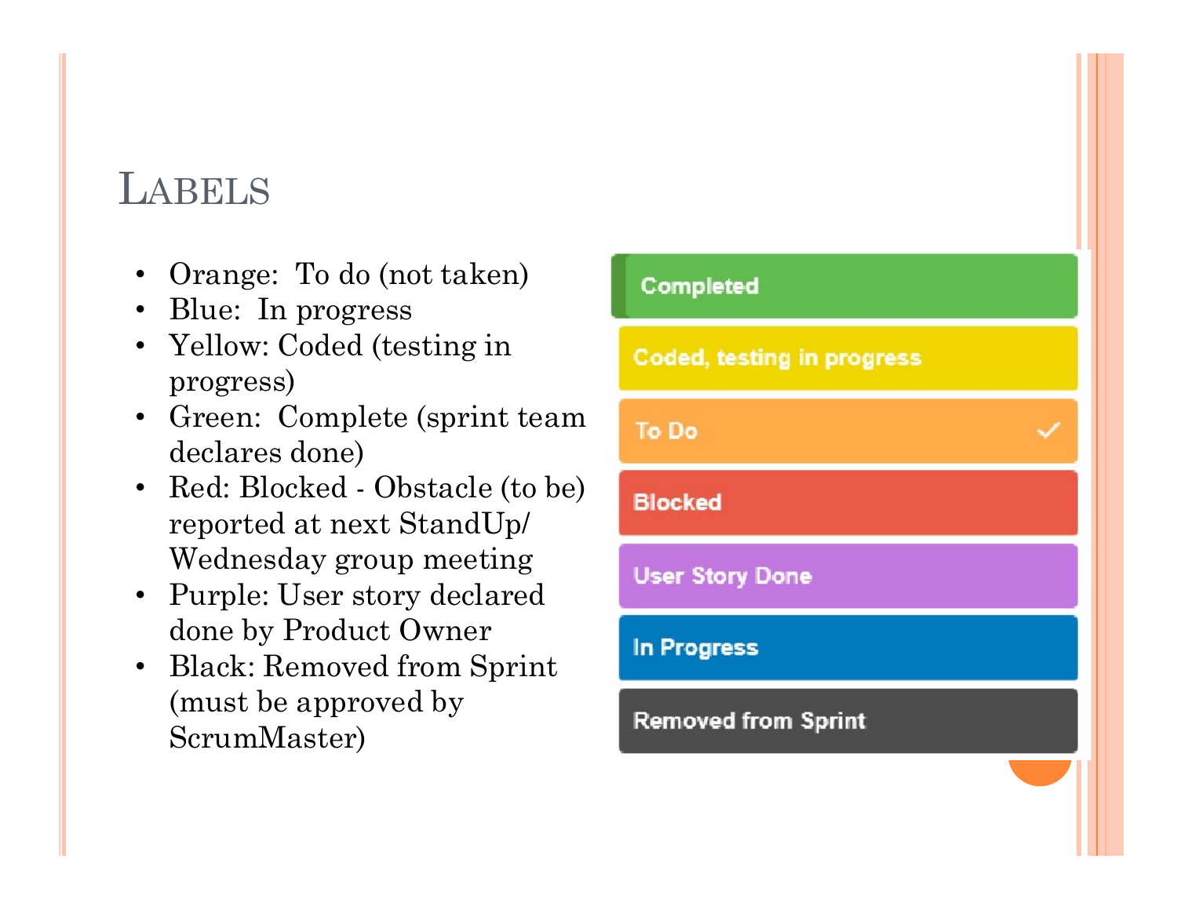# Labels

- Orange: To do (not taken)
- Blue: In progress
- Yellow: Coded (testing in progress)
- Green: Complete (sprint team declares done)
- Red: Blocked - Obstacle (to be) reported at next StandUp/ Wednesday group meeting
- Purple: User story declared done by Product Owner
- Black: Removed from Sprint (must be approved by ScrumMaster)

Completed

Coded, testing in progress

To Do ✓

Blocked

User Story Done

In Progress

Removed from Sprint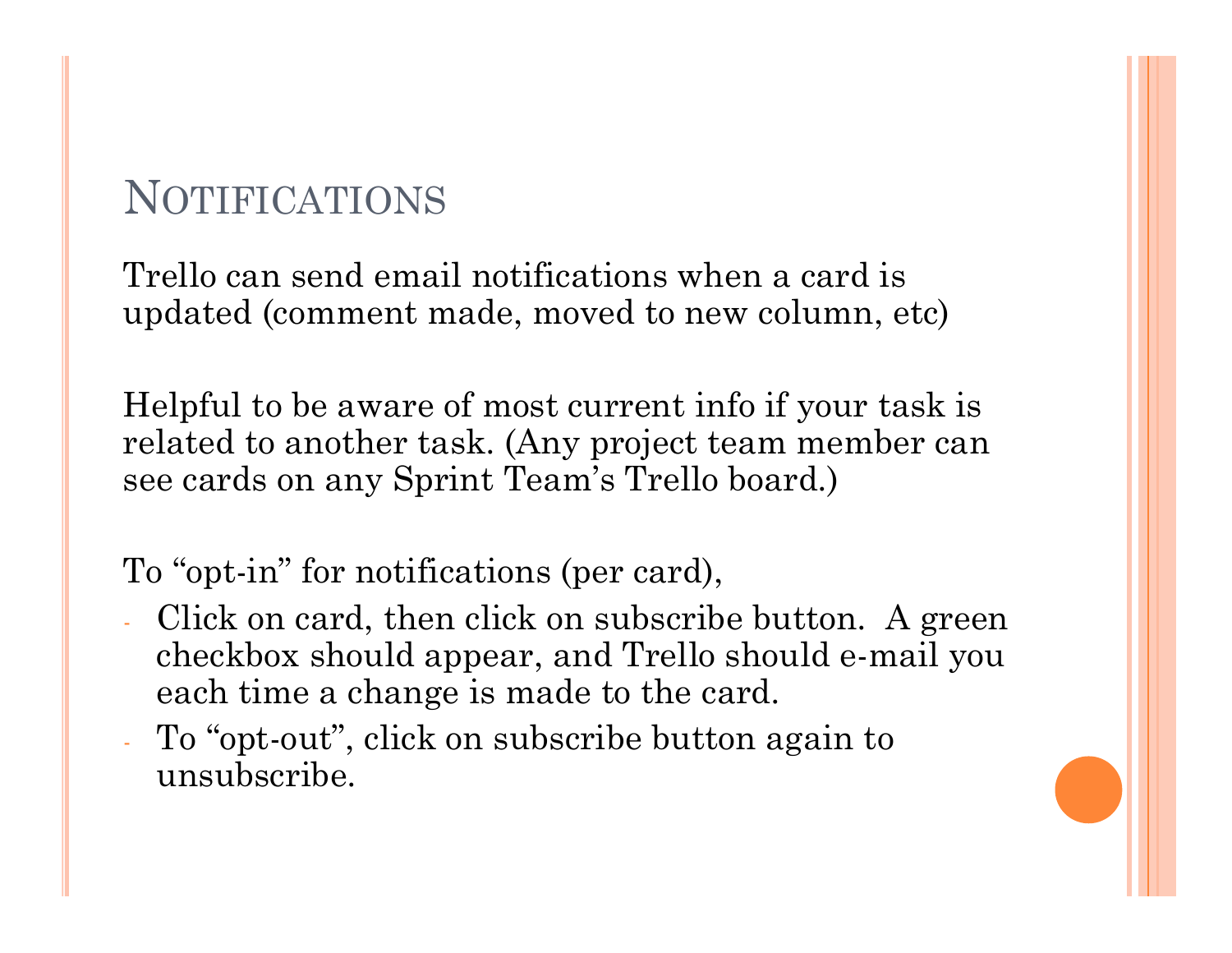# Notifications

Trello can send email notifications when a card is updated (comment made, moved to new column, etc)

Helpful to be aware of most current info if your task is related to another task. (Any project team member can see cards on any Sprint Team's Trello board.)

To "opt-in" for notifications (per card),

- Click on card, then click on subscribe button. A green checkbox should appear, and Trello should e-mail you each time a change is made to the card.
- To "opt-out", click on subscribe button again to unsubscribe.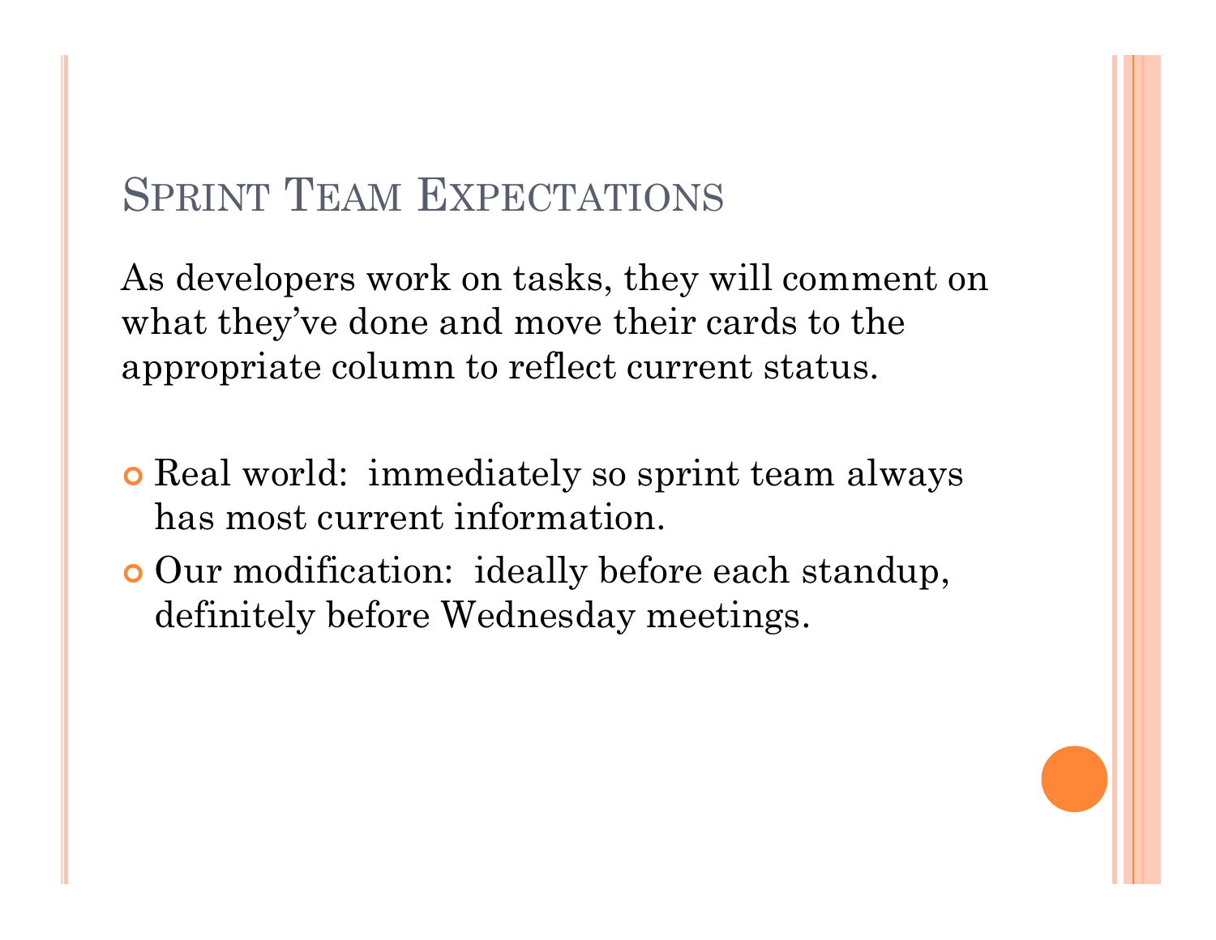# Sprint Team Expectations

As developers work on tasks, they will comment on what they've done and move their cards to the appropriate column to reflect current status.

- Real world: immediately so sprint team always has most current information.
- Our modification: ideally before each standup, definitely before Wednesday meetings.